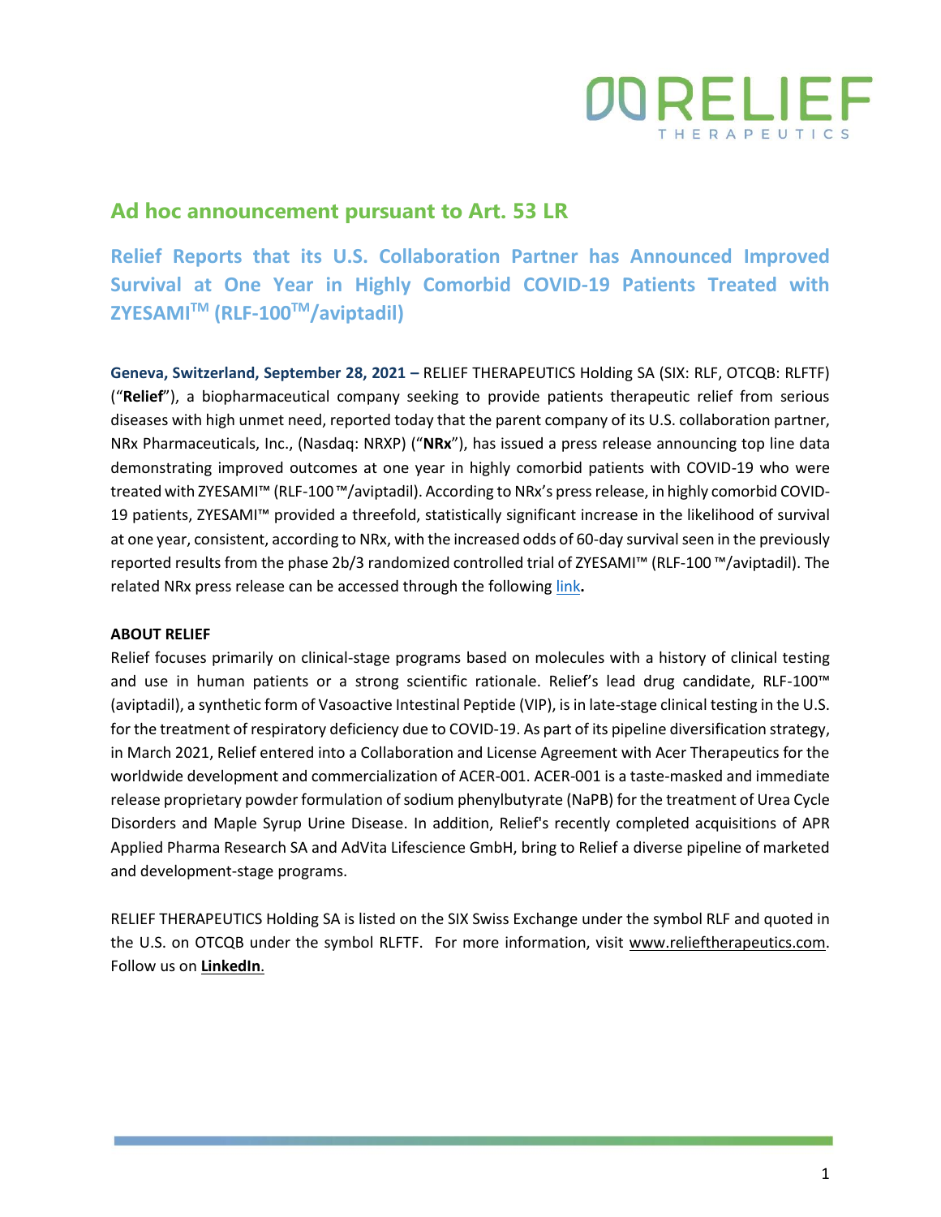# Ad hoc announcement pursuant to Art. 53 LR

## Relief Reports that its U.S. Collaboration Partner has Announced Improved Survival at One Year in Highly Comorbid COVID-19 Patients Treated with ZYESAMI™ (RLF-100™/aviptadil)

**Geneva, Switzerland, September 28, 2021 –** RELIEF THERAPEUTICS Holding SA (SIX: RLF, OTCQB: RLFTF) ("**Relief**"), a biopharmaceutical company seeking to provide patients therapeutic relief from serious diseases with high unmet need, reported today that the parent company of its U.S. collaboration partner, NRx Pharmaceuticals, Inc., (Nasdaq: NRXP) ("**NRx**"), has issued a press release announcing top line data demonstrating improved outcomes at one year in highly comorbid patients with COVID-19 who were treated with ZYESAMI™ (RLF-100™/aviptadil). According to NRx's press release, in highly comorbid COVID-19 patients, ZYESAMI™ provided a threefold, statistically significant increase in the likelihood of survival at one year, consistent, according to NRx, with the increased odds of 60-day survival seen in the previously reported results from the phase 2b/3 randomized controlled trial of ZYESAMI™ (RLF-100™/aviptadil). The related NRx press release can be accessed through the following link**.**

**ABOUT RELIEF**

Relief focuses primarily on clinical-stage programs based on molecules with a history of clinical testing and use in human patients or a strong scientific rationale. Relief's lead drug candidate, RLF-100™ (aviptadil), a synthetic form of Vasoactive Intestinal Peptide (VIP), is in late-stage clinical testing in the U.S. for the treatment of respiratory deficiency due to COVID-19. As part of its pipeline diversification strategy, in March 2021, Relief entered into a Collaboration and License Agreement with Acer Therapeutics for the worldwide development and commercialization of ACER-001. ACER-001 is a taste-masked and immediate release proprietary powder formulation of sodium phenylbutyrate (NaPB) for the treatment of Urea Cycle Disorders and Maple Syrup Urine Disease. In addition, Relief's recently completed acquisitions of APR Applied Pharma Research SA and AdVita Lifescience GmbH, bring to Relief a diverse pipeline of marketed and development-stage programs.

RELIEF THERAPEUTICS Holding SA is listed on the SIX Swiss Exchange under the symbol RLF and quoted in the U.S. on OTCQB under the symbol RLFTF. For more information, visit www.relieftherapeutics.com. Follow us on **LinkedIn**.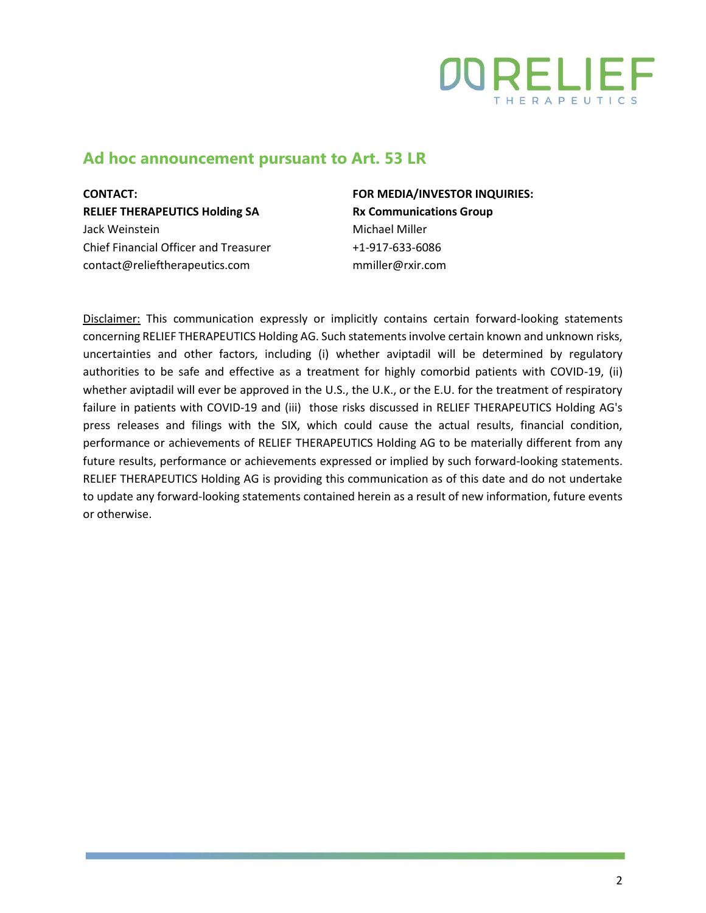## Ad hoc announcement pursuant to Art. 53 LR

**CONTACT:**
**RELIEF THERAPEUTICS Holding SA**
Jack Weinstein
Chief Financial Officer and Treasurer
contact@relieftherapeutics.com

**FOR MEDIA/INVESTOR INQUIRIES:**
**Rx Communications Group**
Michael Miller
+1-917-633-6086
mmiller@rxir.com

Disclaimer: This communication expressly or implicitly contains certain forward-looking statements concerning RELIEF THERAPEUTICS Holding AG. Such statements involve certain known and unknown risks, uncertainties and other factors, including (i) whether aviptadil will be determined by regulatory authorities to be safe and effective as a treatment for highly comorbid patients with COVID-19, (ii) whether aviptadil will ever be approved in the U.S., the U.K., or the E.U. for the treatment of respiratory failure in patients with COVID-19 and (iii) those risks discussed in RELIEF THERAPEUTICS Holding AG's press releases and filings with the SIX, which could cause the actual results, financial condition, performance or achievements of RELIEF THERAPEUTICS Holding AG to be materially different from any future results, performance or achievements expressed or implied by such forward-looking statements. RELIEF THERAPEUTICS Holding AG is providing this communication as of this date and do not undertake to update any forward-looking statements contained herein as a result of new information, future events or otherwise.